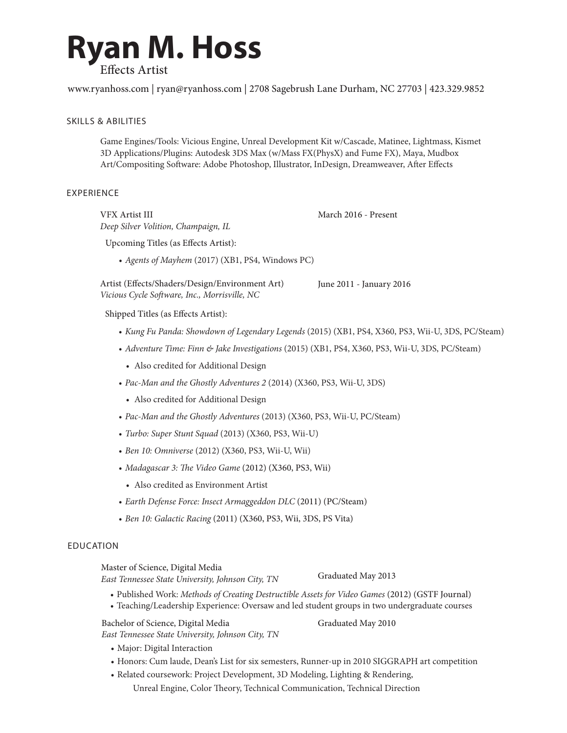# Ryan M. Hoss

Effects Artist

www.ryanhoss.com | ryan@ryanhoss.com | 2708 Sagebrush Lane Durham, NC 27703 | 423.329.9852

## SKILLS & ABILITIES

Game Engines/Tools: Vicious Engine, Unreal Development Kit w/Cascade, Matinee, Lightmass, Kismet
3D Applications/Plugins: Autodesk 3DS Max (w/Mass FX(PhysX) and Fume FX), Maya, Mudbox
Art/Compositing Software: Adobe Photoshop, Illustrator, InDesign, Dreamweaver, After Effects

## EXPERIENCE

VFX Artist III — March 2016 - Present
*Deep Silver Volition, Champaign, IL*

Upcoming Titles (as Effects Artist):

- *Agents of Mayhem* (2017) (XB1, PS4, Windows PC)

Artist (Effects/Shaders/Design/Environment Art) — June 2011 - January 2016
*Vicious Cycle Software, Inc., Morrisville, NC*

Shipped Titles (as Effects Artist):

- *Kung Fu Panda: Showdown of Legendary Legends* (2015) (XB1, PS4, X360, PS3, Wii-U, 3DS, PC/Steam)
- *Adventure Time: Finn & Jake Investigations* (2015) (XB1, PS4, X360, PS3, Wii-U, 3DS, PC/Steam)
  - Also credited for Additional Design
- *Pac-Man and the Ghostly Adventures 2* (2014) (X360, PS3, Wii-U, 3DS)
  - Also credited for Additional Design
- *Pac-Man and the Ghostly Adventures* (2013) (X360, PS3, Wii-U, PC/Steam)
- *Turbo: Super Stunt Squad* (2013) (X360, PS3, Wii-U)
- *Ben 10: Omniverse* (2012) (X360, PS3, Wii-U, Wii)
- *Madagascar 3: The Video Game* (2012) (X360, PS3, Wii)
  - Also credited as Environment Artist
- *Earth Defense Force: Insect Armaggeddon DLC* (2011) (PC/Steam)
- *Ben 10: Galactic Racing* (2011) (X360, PS3, Wii, 3DS, PS Vita)

## EDUCATION

Master of Science, Digital Media — Graduated May 2013
*East Tennessee State University, Johnson City, TN*

- Published Work: *Methods of Creating Destructible Assets for Video Games* (2012) (GSTF Journal)
- Teaching/Leadership Experience: Oversaw and led student groups in two undergraduate courses

Bachelor of Science, Digital Media — Graduated May 2010
*East Tennessee State University, Johnson City, TN*

- Major: Digital Interaction
- Honors: Cum laude, Dean's List for six semesters, Runner-up in 2010 SIGGRAPH art competition
- Related coursework: Project Development, 3D Modeling, Lighting & Rendering, Unreal Engine, Color Theory, Technical Communication, Technical Direction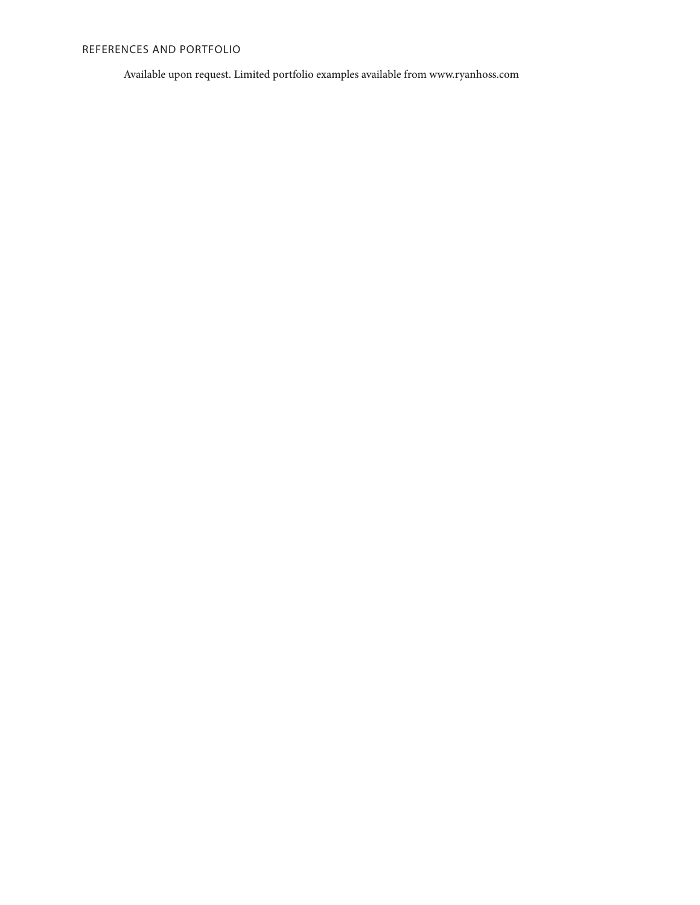## REFERENCES AND PORTFOLIO

Available upon request. Limited portfolio examples available from www.ryanhoss.com